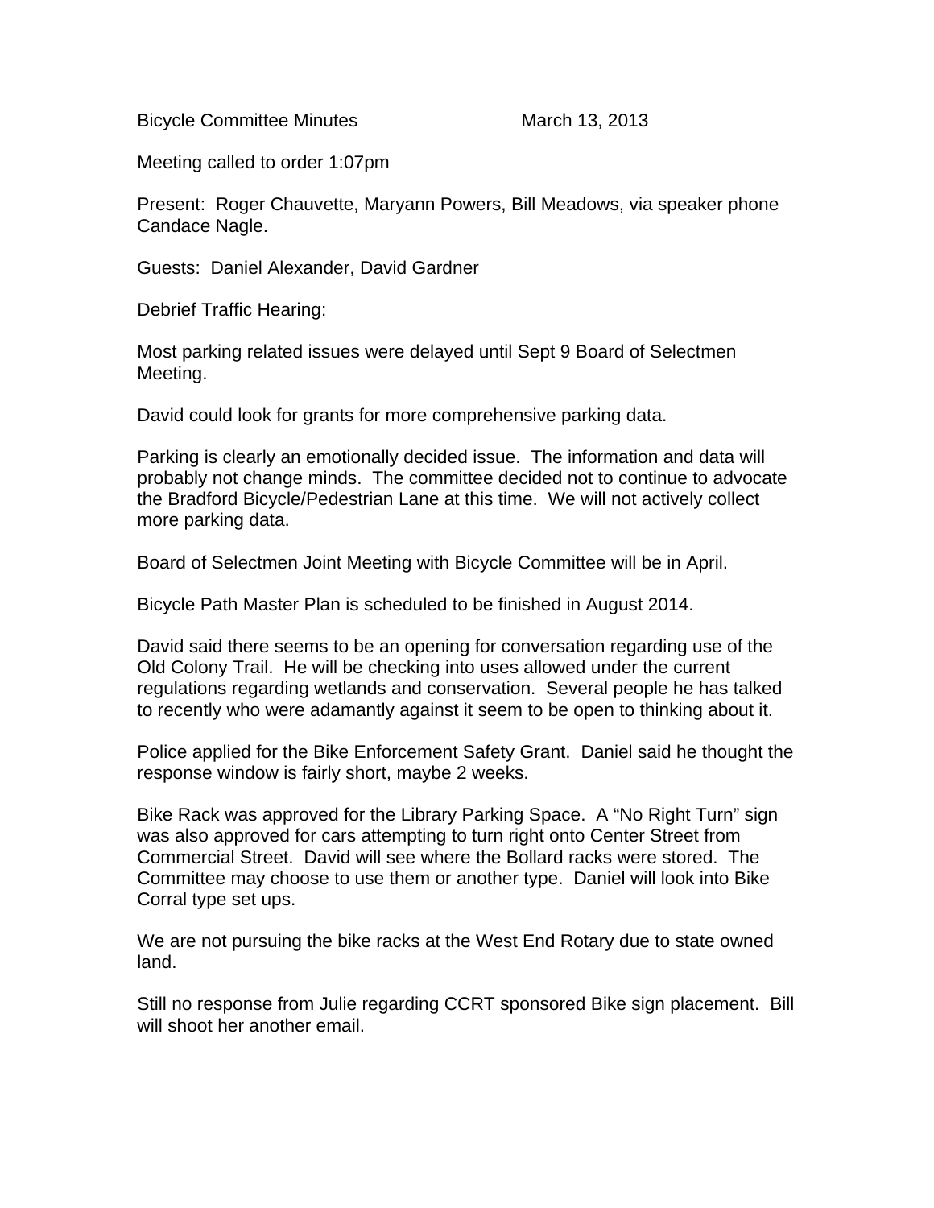Bicycle Committee Minutes March 13, 2013

Meeting called to order 1:07pm

Present: Roger Chauvette, Maryann Powers, Bill Meadows, via speaker phone Candace Nagle.

Guests: Daniel Alexander, David Gardner

Debrief Traffic Hearing:

Most parking related issues were delayed until Sept 9 Board of Selectmen Meeting.

David could look for grants for more comprehensive parking data.

Parking is clearly an emotionally decided issue. The information and data will probably not change minds. The committee decided not to continue to advocate the Bradford Bicycle/Pedestrian Lane at this time. We will not actively collect more parking data.

Board of Selectmen Joint Meeting with Bicycle Committee will be in April.

Bicycle Path Master Plan is scheduled to be finished in August 2014.

David said there seems to be an opening for conversation regarding use of the Old Colony Trail. He will be checking into uses allowed under the current regulations regarding wetlands and conservation. Several people he has talked to recently who were adamantly against it seem to be open to thinking about it.

Police applied for the Bike Enforcement Safety Grant. Daniel said he thought the response window is fairly short, maybe 2 weeks.

Bike Rack was approved for the Library Parking Space. A "No Right Turn" sign was also approved for cars attempting to turn right onto Center Street from Commercial Street. David will see where the Bollard racks were stored. The Committee may choose to use them or another type. Daniel will look into Bike Corral type set ups.

We are not pursuing the bike racks at the West End Rotary due to state owned land.

Still no response from Julie regarding CCRT sponsored Bike sign placement. Bill will shoot her another email.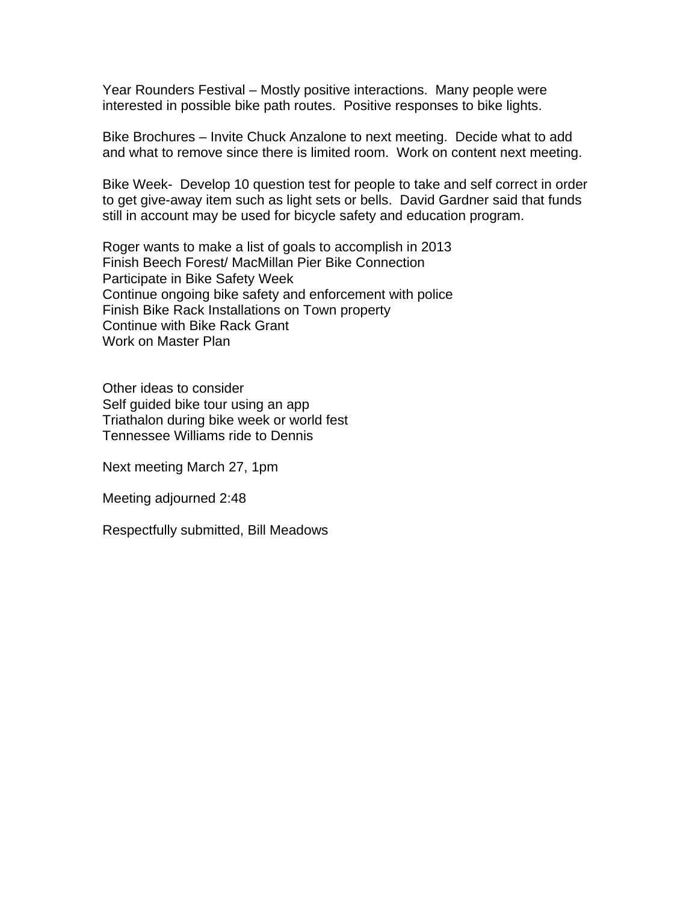Year Rounders Festival – Mostly positive interactions. Many people were interested in possible bike path routes. Positive responses to bike lights.

Bike Brochures – Invite Chuck Anzalone to next meeting. Decide what to add and what to remove since there is limited room. Work on content next meeting.

Bike Week- Develop 10 question test for people to take and self correct in order to get give-away item such as light sets or bells. David Gardner said that funds still in account may be used for bicycle safety and education program.

Roger wants to make a list of goals to accomplish in 2013
Finish Beech Forest/ MacMillan Pier Bike Connection
Participate in Bike Safety Week
Continue ongoing bike safety and enforcement with police
Finish Bike Rack Installations on Town property
Continue with Bike Rack Grant
Work on Master Plan

Other ideas to consider
Self guided bike tour using an app
Triathalon during bike week or world fest
Tennessee Williams ride to Dennis

Next meeting March 27, 1pm

Meeting adjourned 2:48

Respectfully submitted, Bill Meadows